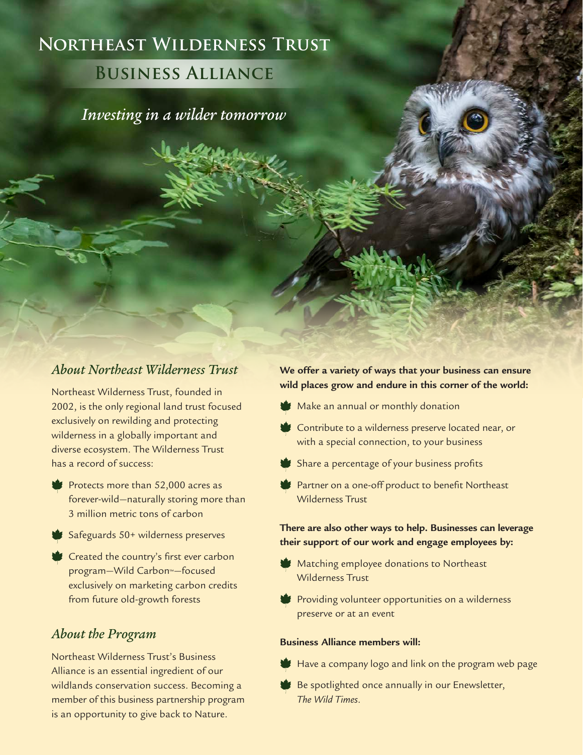# Northeast Wilderness Trust

## Business Alliance

*Investing in a wilder tomorrow*

## *About Northeast Wilderness Trust*

Northeast Wilderness Trust, founded in 2002, is the only regional land trust focused exclusively on rewilding and protecting wilderness in a globally important and diverse ecosystem. The Wilderness Trust has a record of success:

- Protects more than 52,000 acres as forever-wild—naturally storing more than 3 million metric tons of carbon
- Safeguards 50+ wilderness preserves
- Created the country's first ever carbon program—Wild Carbon™—focused exclusively on marketing carbon credits from future old-growth forests

## *About the Program*

Northeast Wilderness Trust's Business Alliance is an essential ingredient of our wildlands conservation success. Becoming a member of this business partnership program is an opportunity to give back to Nature.

**We offer a variety of ways that your business can ensure wild places grow and endure in this corner of the world:**

- Make an annual or monthly donation
- Contribute to a wilderness preserve located near, or with a special connection, to your business
- Share a percentage of your business profits
- Partner on a one-off product to benefit Northeast Wilderness Trust

**There are also other ways to help. Businesses can leverage their support of our work and engage employees by:**

- Matching employee donations to Northeast Wilderness Trust
- Providing volunteer opportunities on a wilderness preserve or at an event

**Business Alliance members will:**

- Have a company logo and link on the program web page
- Be spotlighted once annually in our Enewsletter, *The Wild Times*.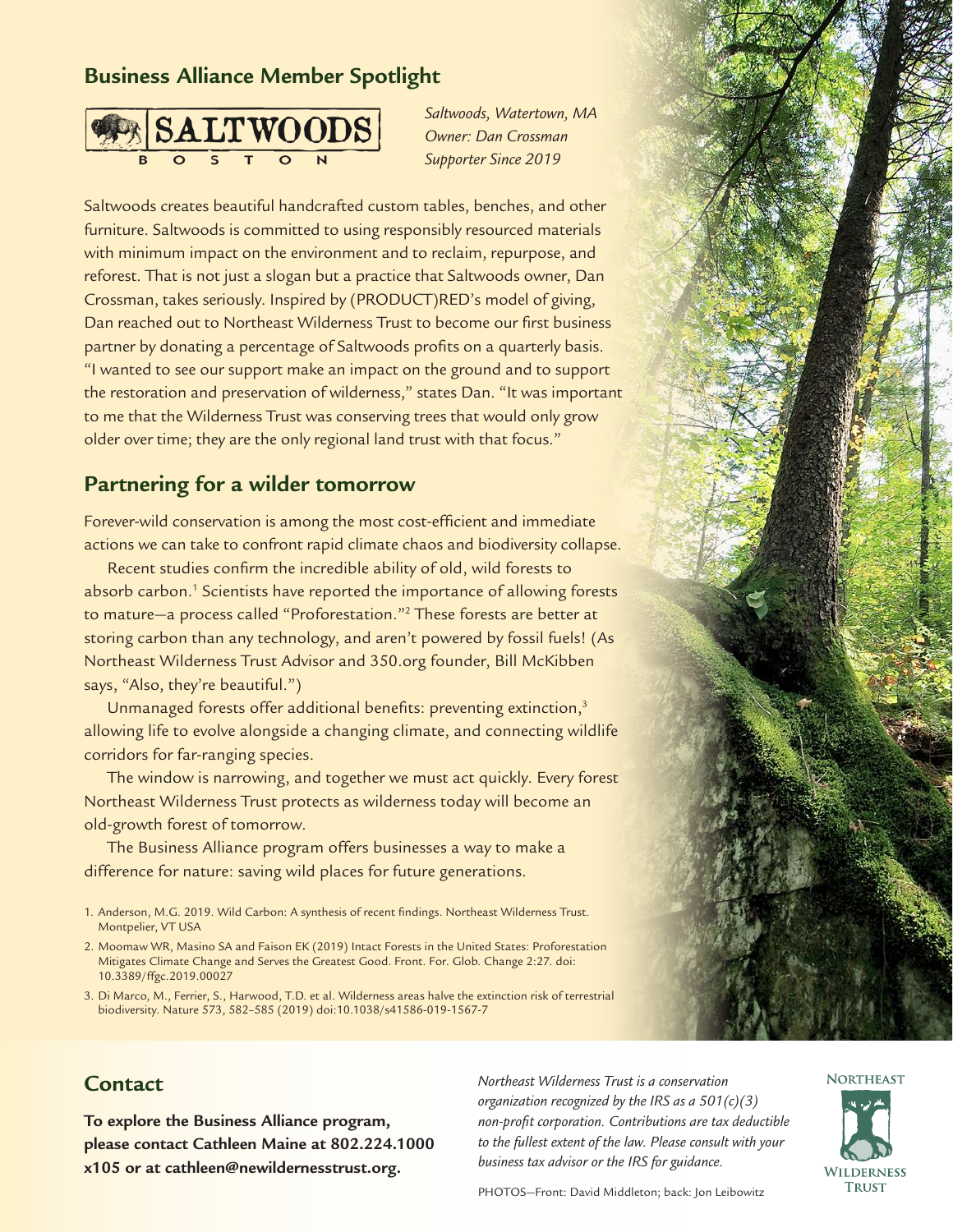## Business Alliance Member Spotlight

SALTWOODS BOSTON

*Saltwoods, Watertown, MA*
*Owner: Dan Crossman*
*Supporter Since 2019*

Saltwoods creates beautiful handcrafted custom tables, benches, and other furniture. Saltwoods is committed to using responsibly resourced materials with minimum impact on the environment and to reclaim, repurpose, and reforest. That is not just a slogan but a practice that Saltwoods owner, Dan Crossman, takes seriously. Inspired by (PRODUCT)RED's model of giving, Dan reached out to Northeast Wilderness Trust to become our first business partner by donating a percentage of Saltwoods profits on a quarterly basis. "I wanted to see our support make an impact on the ground and to support the restoration and preservation of wilderness," states Dan. "It was important to me that the Wilderness Trust was conserving trees that would only grow older over time; they are the only regional land trust with that focus."

## Partnering for a wilder tomorrow

Forever-wild conservation is among the most cost-efficient and immediate actions we can take to confront rapid climate chaos and biodiversity collapse.

Recent studies confirm the incredible ability of old, wild forests to absorb carbon.[1] Scientists have reported the importance of allowing forests to mature—a process called "Proforestation."[2] These forests are better at storing carbon than any technology, and aren't powered by fossil fuels! (As Northeast Wilderness Trust Advisor and 350.org founder, Bill McKibben says, "Also, they're beautiful.")

Unmanaged forests offer additional benefits: preventing extinction,[3] allowing life to evolve alongside a changing climate, and connecting wildlife corridors for far-ranging species.

The window is narrowing, and together we must act quickly. Every forest Northeast Wilderness Trust protects as wilderness today will become an old-growth forest of tomorrow.

The Business Alliance program offers businesses a way to make a difference for nature: saving wild places for future generations.

1. Anderson, M.G. 2019. Wild Carbon: A synthesis of recent findings. Northeast Wilderness Trust. Montpelier, VT USA
2. Moomaw WR, Masino SA and Faison EK (2019) Intact Forests in the United States: Proforestation Mitigates Climate Change and Serves the Greatest Good. Front. For. Glob. Change 2:27. doi: 10.3389/ffgc.2019.00027
3. Di Marco, M., Ferrier, S., Harwood, T.D. et al. Wilderness areas halve the extinction risk of terrestrial biodiversity. Nature 573, 582–585 (2019) doi:10.1038/s41586-019-1567-7

## Contact

**To explore the Business Alliance program, please contact Cathleen Maine at 802.224.1000 x105 or at cathleen@newildernesstrust.org.**

*Northeast Wilderness Trust is a conservation organization recognized by the IRS as a 501(c)(3) non-profit corporation. Contributions are tax deductible to the fullest extent of the law. Please consult with your business tax advisor or the IRS for guidance.*

PHOTOS—Front: David Middleton; back: Jon Leibowitz

NORTHEAST WILDERNESS TRUST